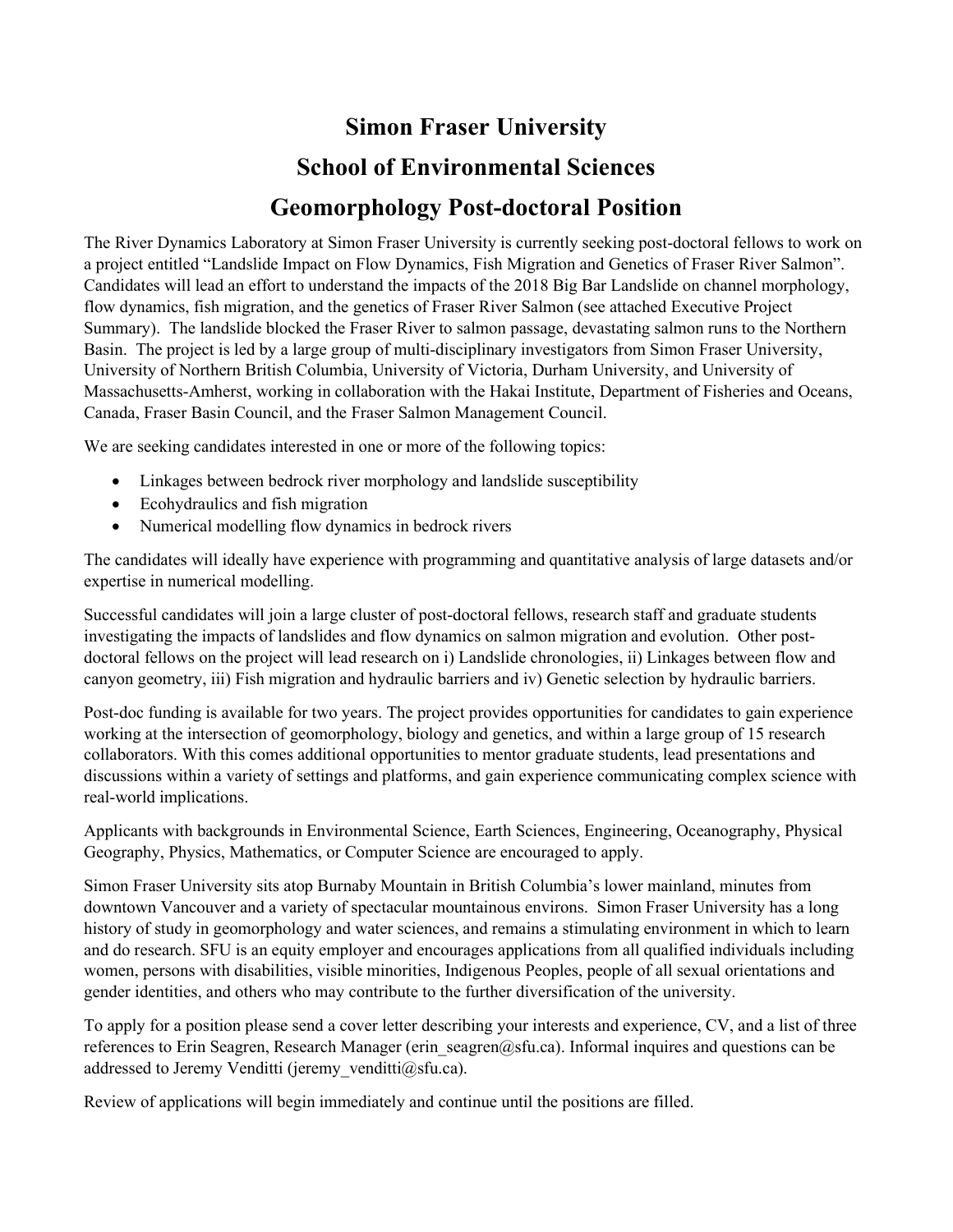# Simon Fraser University

## School of Environmental Sciences

## Geomorphology Post-doctoral Position

The River Dynamics Laboratory at Simon Fraser University is currently seeking post-doctoral fellows to work on a project entitled "Landslide Impact on Flow Dynamics, Fish Migration and Genetics of Fraser River Salmon". Candidates will lead an effort to understand the impacts of the 2018 Big Bar Landslide on channel morphology, flow dynamics, fish migration, and the genetics of Fraser River Salmon (see attached Executive Project Summary). The landslide blocked the Fraser River to salmon passage, devastating salmon runs to the Northern Basin. The project is led by a large group of multi-disciplinary investigators from Simon Fraser University, University of Northern British Columbia, University of Victoria, Durham University, and University of Massachusetts-Amherst, working in collaboration with the Hakai Institute, Department of Fisheries and Oceans, Canada, Fraser Basin Council, and the Fraser Salmon Management Council.

We are seeking candidates interested in one or more of the following topics:

- Linkages between bedrock river morphology and landslide susceptibility
- Ecohydraulics and fish migration
- Numerical modelling flow dynamics in bedrock rivers

The candidates will ideally have experience with programming and quantitative analysis of large datasets and/or expertise in numerical modelling.

Successful candidates will join a large cluster of post-doctoral fellows, research staff and graduate students investigating the impacts of landslides and flow dynamics on salmon migration and evolution. Other post-doctoral fellows on the project will lead research on i) Landslide chronologies, ii) Linkages between flow and canyon geometry, iii) Fish migration and hydraulic barriers and iv) Genetic selection by hydraulic barriers.

Post-doc funding is available for two years. The project provides opportunities for candidates to gain experience working at the intersection of geomorphology, biology and genetics, and within a large group of 15 research collaborators. With this comes additional opportunities to mentor graduate students, lead presentations and discussions within a variety of settings and platforms, and gain experience communicating complex science with real-world implications.

Applicants with backgrounds in Environmental Science, Earth Sciences, Engineering, Oceanography, Physical Geography, Physics, Mathematics, or Computer Science are encouraged to apply.

Simon Fraser University sits atop Burnaby Mountain in British Columbia's lower mainland, minutes from downtown Vancouver and a variety of spectacular mountainous environs. Simon Fraser University has a long history of study in geomorphology and water sciences, and remains a stimulating environment in which to learn and do research. SFU is an equity employer and encourages applications from all qualified individuals including women, persons with disabilities, visible minorities, Indigenous Peoples, people of all sexual orientations and gender identities, and others who may contribute to the further diversification of the university.

To apply for a position please send a cover letter describing your interests and experience, CV, and a list of three references to Erin Seagren, Research Manager (erin_seagren@sfu.ca). Informal inquires and questions can be addressed to Jeremy Venditti (jeremy_venditti@sfu.ca).

Review of applications will begin immediately and continue until the positions are filled.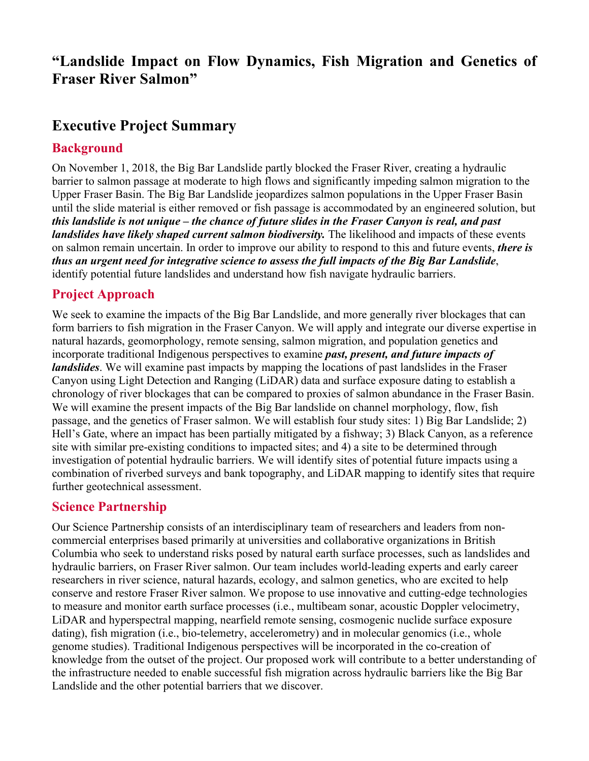# "Landslide Impact on Flow Dynamics, Fish Migration and Genetics of Fraser River Salmon"

## Executive Project Summary

### Background

On November 1, 2018, the Big Bar Landslide partly blocked the Fraser River, creating a hydraulic barrier to salmon passage at moderate to high flows and significantly impeding salmon migration to the Upper Fraser Basin. The Big Bar Landslide jeopardizes salmon populations in the Upper Fraser Basin until the slide material is either removed or fish passage is accommodated by an engineered solution, but ***this landslide is not unique – the chance of future slides in the Fraser Canyon is real, and past landslides have likely shaped current salmon biodiversity.*** The likelihood and impacts of these events on salmon remain uncertain. In order to improve our ability to respond to this and future events, ***there is thus an urgent need for integrative science to assess the full impacts of the Big Bar Landslide***, identify potential future landslides and understand how fish navigate hydraulic barriers.

### Project Approach

We seek to examine the impacts of the Big Bar Landslide, and more generally river blockages that can form barriers to fish migration in the Fraser Canyon. We will apply and integrate our diverse expertise in natural hazards, geomorphology, remote sensing, salmon migration, and population genetics and incorporate traditional Indigenous perspectives to examine ***past, present, and future impacts of landslides***. We will examine past impacts by mapping the locations of past landslides in the Fraser Canyon using Light Detection and Ranging (LiDAR) data and surface exposure dating to establish a chronology of river blockages that can be compared to proxies of salmon abundance in the Fraser Basin. We will examine the present impacts of the Big Bar landslide on channel morphology, flow, fish passage, and the genetics of Fraser salmon. We will establish four study sites: 1) Big Bar Landslide; 2) Hell's Gate, where an impact has been partially mitigated by a fishway; 3) Black Canyon, as a reference site with similar pre-existing conditions to impacted sites; and 4) a site to be determined through investigation of potential hydraulic barriers. We will identify sites of potential future impacts using a combination of riverbed surveys and bank topography, and LiDAR mapping to identify sites that require further geotechnical assessment.

### Science Partnership

Our Science Partnership consists of an interdisciplinary team of researchers and leaders from non-commercial enterprises based primarily at universities and collaborative organizations in British Columbia who seek to understand risks posed by natural earth surface processes, such as landslides and hydraulic barriers, on Fraser River salmon. Our team includes world-leading experts and early career researchers in river science, natural hazards, ecology, and salmon genetics, who are excited to help conserve and restore Fraser River salmon. We propose to use innovative and cutting-edge technologies to measure and monitor earth surface processes (i.e., multibeam sonar, acoustic Doppler velocimetry, LiDAR and hyperspectral mapping, nearfield remote sensing, cosmogenic nuclide surface exposure dating), fish migration (i.e., bio-telemetry, accelerometry) and in molecular genomics (i.e., whole genome studies). Traditional Indigenous perspectives will be incorporated in the co-creation of knowledge from the outset of the project. Our proposed work will contribute to a better understanding of the infrastructure needed to enable successful fish migration across hydraulic barriers like the Big Bar Landslide and the other potential barriers that we discover.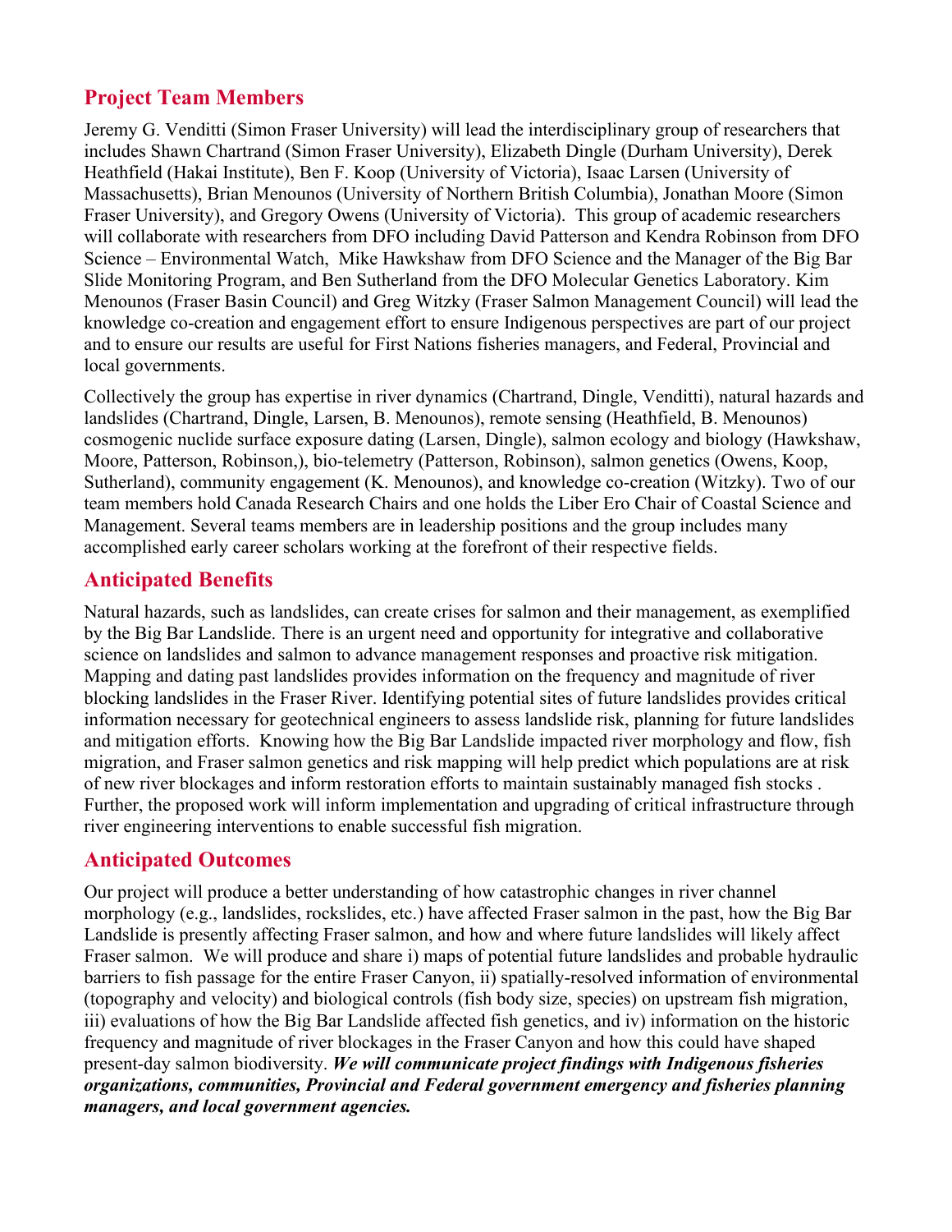## Project Team Members

Jeremy G. Venditti (Simon Fraser University) will lead the interdisciplinary group of researchers that includes Shawn Chartrand (Simon Fraser University), Elizabeth Dingle (Durham University), Derek Heathfield (Hakai Institute), Ben F. Koop (University of Victoria), Isaac Larsen (University of Massachusetts), Brian Menounos (University of Northern British Columbia), Jonathan Moore (Simon Fraser University), and Gregory Owens (University of Victoria). This group of academic researchers will collaborate with researchers from DFO including David Patterson and Kendra Robinson from DFO Science – Environmental Watch, Mike Hawkshaw from DFO Science and the Manager of the Big Bar Slide Monitoring Program, and Ben Sutherland from the DFO Molecular Genetics Laboratory. Kim Menounos (Fraser Basin Council) and Greg Witzky (Fraser Salmon Management Council) will lead the knowledge co-creation and engagement effort to ensure Indigenous perspectives are part of our project and to ensure our results are useful for First Nations fisheries managers, and Federal, Provincial and local governments.

Collectively the group has expertise in river dynamics (Chartrand, Dingle, Venditti), natural hazards and landslides (Chartrand, Dingle, Larsen, B. Menounos), remote sensing (Heathfield, B. Menounos) cosmogenic nuclide surface exposure dating (Larsen, Dingle), salmon ecology and biology (Hawkshaw, Moore, Patterson, Robinson,), bio-telemetry (Patterson, Robinson), salmon genetics (Owens, Koop, Sutherland), community engagement (K. Menounos), and knowledge co-creation (Witzky). Two of our team members hold Canada Research Chairs and one holds the Liber Ero Chair of Coastal Science and Management. Several teams members are in leadership positions and the group includes many accomplished early career scholars working at the forefront of their respective fields.

## Anticipated Benefits

Natural hazards, such as landslides, can create crises for salmon and their management, as exemplified by the Big Bar Landslide. There is an urgent need and opportunity for integrative and collaborative science on landslides and salmon to advance management responses and proactive risk mitigation. Mapping and dating past landslides provides information on the frequency and magnitude of river blocking landslides in the Fraser River. Identifying potential sites of future landslides provides critical information necessary for geotechnical engineers to assess landslide risk, planning for future landslides and mitigation efforts. Knowing how the Big Bar Landslide impacted river morphology and flow, fish migration, and Fraser salmon genetics and risk mapping will help predict which populations are at risk of new river blockages and inform restoration efforts to maintain sustainably managed fish stocks . Further, the proposed work will inform implementation and upgrading of critical infrastructure through river engineering interventions to enable successful fish migration.

## Anticipated Outcomes

Our project will produce a better understanding of how catastrophic changes in river channel morphology (e.g., landslides, rockslides, etc.) have affected Fraser salmon in the past, how the Big Bar Landslide is presently affecting Fraser salmon, and how and where future landslides will likely affect Fraser salmon. We will produce and share i) maps of potential future landslides and probable hydraulic barriers to fish passage for the entire Fraser Canyon, ii) spatially-resolved information of environmental (topography and velocity) and biological controls (fish body size, species) on upstream fish migration, iii) evaluations of how the Big Bar Landslide affected fish genetics, and iv) information on the historic frequency and magnitude of river blockages in the Fraser Canyon and how this could have shaped present-day salmon biodiversity. ***We will communicate project findings with Indigenous fisheries organizations, communities, Provincial and Federal government emergency and fisheries planning managers, and local government agencies.***